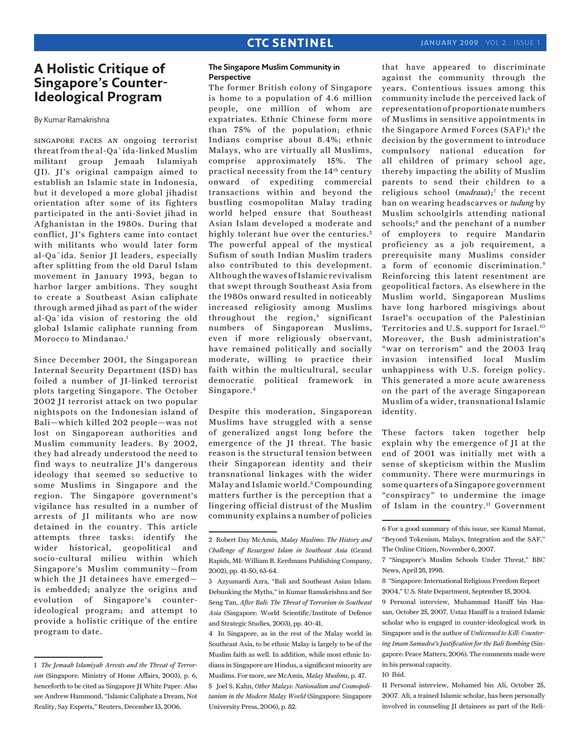# A Holistic Critique of Singapore's Counter-Ideological Program

By Kumar Ramakrishna

SINGAPORE FACES AN ongoing terrorist threat from the al-Qa`ida-linked Muslim militant group Jemaah Islamiyah (JI). JI's original campaign aimed to establish an Islamic state in Indonesia, but it developed a more global jihadist orientation after some of its fighters participated in the anti-Soviet jihad in Afghanistan in the 1980s. During that conflict, JI's fighters came into contact with militants who would later form al-Qa`ida. Senior JI leaders, especially after splitting from the old Darul Islam movement in January 1993, began to harbor larger ambitions. They sought to create a Southeast Asian caliphate through armed jihad as part of the wider al-Qa`ida vision of restoring the old global Islamic caliphate running from Morocco to Mindanao.[1]

Since December 2001, the Singaporean Internal Security Department (ISD) has foiled a number of JI-linked terrorist plots targeting Singapore. The October 2002 JI terrorist attack on two popular nightspots on the Indonesian island of Bali—which killed 202 people—was not lost on Singaporean authorities and Muslim community leaders. By 2002, they had already understood the need to find ways to neutralize JI's dangerous ideology that seemed so seductive to some Muslims in Singapore and the region. The Singapore government's vigilance has resulted in a number of arrests of JI militants who are now detained in the country. This article attempts three tasks: identify the wider historical, geopolitical and socio-cultural milieu within which Singapore's Muslim community—from which the JI detainees have emerged—is embedded; analyze the origins and evolution of Singapore's counter-ideological program; and attempt to provide a holistic critique of the entire program to date.

## The Singapore Muslim Community in Perspective

The former British colony of Singapore is home to a population of 4.6 million people, one million of whom are expatriates. Ethnic Chinese form more than 75% of the population; ethnic Indians comprise about 8.4%; ethnic Malays, who are virtually all Muslims, comprise approximately 15%. The practical necessity from the 14th century onward of expediting commercial transactions within and beyond the bustling cosmopolitan Malay trading world helped ensure that Southeast Asian Islam developed a moderate and highly tolerant hue over the centuries.[2] The powerful appeal of the mystical Sufism of south Indian Muslim traders also contributed to this development. Although the waves of Islamic revivalism that swept through Southeast Asia from the 1980s onward resulted in noticeably increased religiosity among Muslims throughout the region,[3] significant numbers of Singaporean Muslims, even if more religiously observant, have remained politically and socially moderate, willing to practice their faith within the multicultural, secular democratic political framework in Singapore.[4]

Despite this moderation, Singaporean Muslims have struggled with a sense of generalized angst long before the emergence of the JI threat. The basic reason is the structural tension between their Singaporean identity and their transnational linkages with the wider Malay and Islamic world.[5] Compounding matters further is the perception that a lingering official distrust of the Muslim community explains a number of policies that have appeared to discriminate against the community through the years. Contentious issues among this community include the perceived lack of representation of proportionate numbers of Muslims in sensitive appointments in the Singapore Armed Forces (SAF);[6] the decision by the government to introduce compulsory national education for all children of primary school age, thereby impacting the ability of Muslim parents to send their children to a religious school (*madrasa*);[7] the recent ban on wearing headscarves or *tudung* by Muslim schoolgirls attending national schools;[8] and the penchant of a number of employers to require Mandarin proficiency as a job requirement, a prerequisite many Muslims consider a form of economic discrimination.[9] Reinforcing this latent resentment are geopolitical factors. As elsewhere in the Muslim world, Singaporean Muslims have long harbored misgivings about Israel's occupation of the Palestinian Territories and U.S. support for Israel.[10] Moreover, the Bush administration's "war on terrorism" and the 2003 Iraq invasion intensified local Muslim unhappiness with U.S. foreign policy. This generated a more acute awareness on the part of the average Singaporean Muslim of a wider, transnational Islamic identity.

These factors taken together help explain why the emergence of JI at the end of 2001 was initially met with a sense of skepticism within the Muslim community. There were murmurings in some quarters of a Singapore government "conspiracy" to undermine the image of Islam in the country.[11] Government

---

1 *The Jemaah Islamiyah Arrests and the Threat of Terrorism* (Singapore: Ministry of Home Affairs, 2003), p. 6, henceforth to be cited as Singapore JI White Paper. Also see Andrew Hammond, "Islamic Caliphate a Dream, Not Reality, Say Experts," Reuters, December 13, 2006.

2 Robert Day McAmis, *Malay Muslims: The History and Challenge of Resurgent Islam in Southeast Asia* (Grand Rapids, MI: William B. Eerdmans Publishing Company, 2002), pp. 41-50, 63-64.

3 Azyumardi Azra, "Bali and Southeast Asian Islam: Debunking the Myths," in Kumar Ramakrishna and See Seng Tan, *After Bali: The Threat of Terrorism in Southeast Asia* (Singapore: World Scientific/Institute of Defence and Strategic Studies, 2003), pp. 40-41.

4 In Singapore, as in the rest of the Malay world in Southeast Asia, to be ethnic Malay is largely to be of the Muslim faith as well. In addition, while most ethnic Indians in Singapore are Hindus, a significant minority are Muslims. For more, see McAmis, *Malay Muslims*, p. 47.

5 Joel S. Kahn, *Other Malays: Nationalism and Cosmopolitanism in the Modern Malay World* (Singapore: Singapore University Press, 2006), p. 82.

6 For a good summary of this issue, see Kamal Mamat, "Beyond Tokenism, Malays, Integration and the SAF," The Online Citizen, November 6, 2007.

7 "Singapore's Muslim Schools Under Threat," BBC News, April 28, 1998.

8 "Singapore: International Religious Freedom Report 2004," U.S. State Department, September 15, 2004.

9 Personal interview, Muhammad Haniff bin Hassan, October 25, 2007. Ustaz Haniff is a trained Islamic scholar who is engaged in counter-ideological work in Singapore and is the author of *Unlicensed to Kill: Countering Imam Samudra's Justification for the Bali Bombing* (Singapore: Peace Matters, 2006). The comments made were in his personal capacity.

10 Ibid.

11 Personal interview, Mohamed bin Ali, October 25, 2007. Ali, a trained Islamic scholar, has been personally involved in counseling JI detainees as part of the Reli-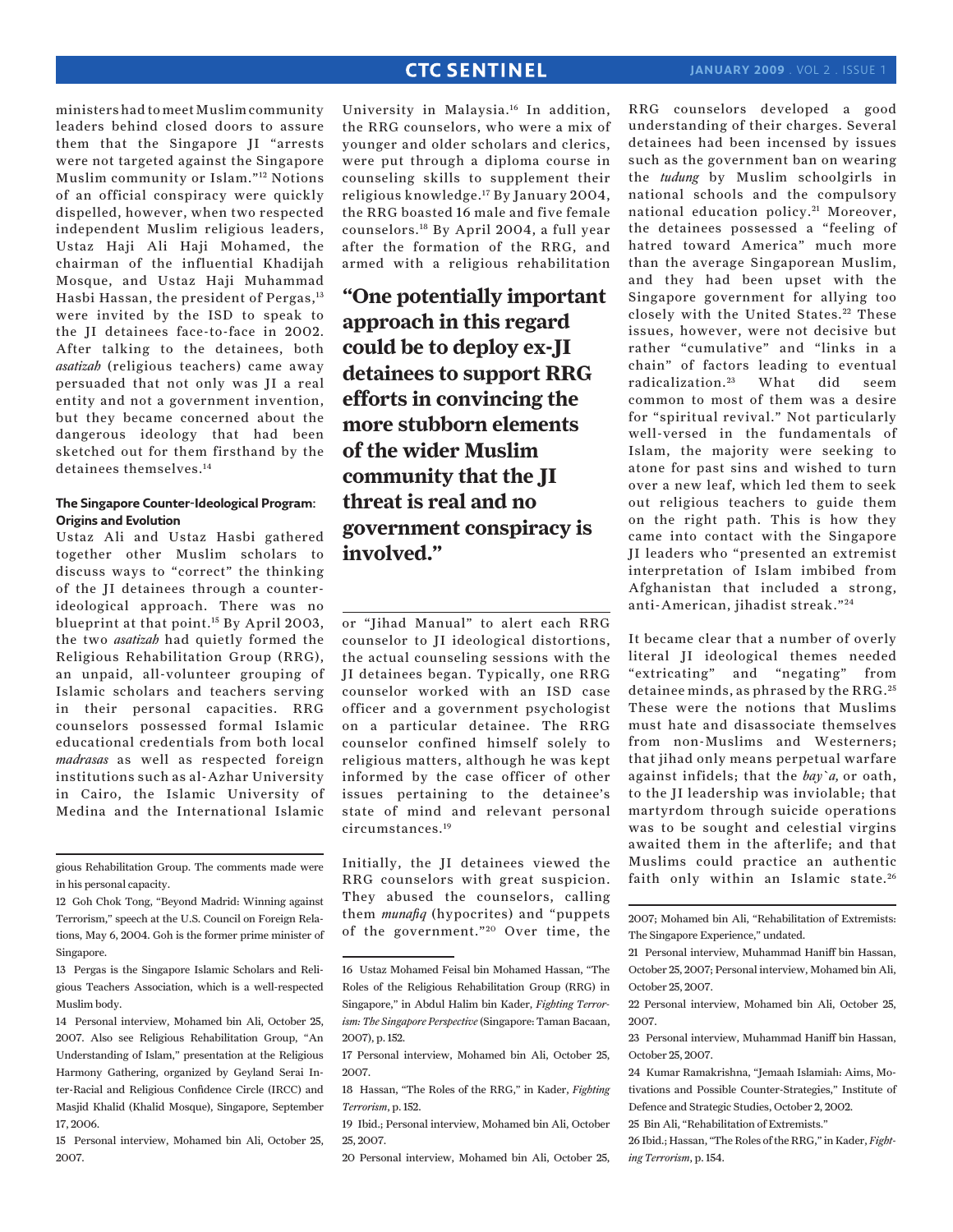ministers had to meet Muslim community leaders behind closed doors to assure them that the Singapore JI "arrests were not targeted against the Singapore Muslim community or Islam."[12] Notions of an official conspiracy were quickly dispelled, however, when two respected independent Muslim religious leaders, Ustaz Haji Ali Haji Mohamed, the chairman of the influential Khadijah Mosque, and Ustaz Haji Muhammad Hasbi Hassan, the president of Pergas,[13] were invited by the ISD to speak to the JI detainees face-to-face in 2002. After talking to the detainees, both *asatizah* (religious teachers) came away persuaded that not only was JI a real entity and not a government invention, but they became concerned about the dangerous ideology that had been sketched out for them firsthand by the detainees themselves.[14]

#### The Singapore Counter-Ideological Program: Origins and Evolution

Ustaz Ali and Ustaz Hasbi gathered together other Muslim scholars to discuss ways to "correct" the thinking of the JI detainees through a counter-ideological approach. There was no blueprint at that point.[15] By April 2003, the two *asatizah* had quietly formed the Religious Rehabilitation Group (RRG), an unpaid, all-volunteer grouping of Islamic scholars and teachers serving in their personal capacities. RRG counselors possessed formal Islamic educational credentials from both local *madrasas* as well as respected foreign institutions such as al-Azhar University in Cairo, the Islamic University of Medina and the International Islamic University in Malaysia.[16] In addition, the RRG counselors, who were a mix of younger and older scholars and clerics, were put through a diploma course in counseling skills to supplement their religious knowledge.[17] By January 2004, the RRG boasted 16 male and five female counselors.[18] By April 2004, a full year after the formation of the RRG, and armed with a religious rehabilitation or "Jihad Manual" to alert each RRG counselor to JI ideological distortions, the actual counseling sessions with the JI detainees began. Typically, one RRG counselor worked with an ISD case officer and a government psychologist on a particular detainee. The RRG counselor confined himself solely to religious matters, although he was kept informed by the case officer of other issues pertaining to the detainee's state of mind and relevant personal circumstances.[19]

> **"One potentially important approach in this regard could be to deploy ex-JI detainees to support RRG efforts in convincing the more stubborn elements of the wider Muslim community that the JI threat is real and no government conspiracy is involved."**

Initially, the JI detainees viewed the RRG counselors with great suspicion. They abused the counselors, calling them *munafiq* (hypocrites) and "puppets of the government."[20] Over time, the RRG counselors developed a good understanding of their charges. Several detainees had been incensed by issues such as the government ban on wearing the *tudung* by Muslim schoolgirls in national schools and the compulsory national education policy.[21] Moreover, the detainees possessed a "feeling of hatred toward America" much more than the average Singaporean Muslim, and they had been upset with the Singapore government for allying too closely with the United States.[22] These issues, however, were not decisive but rather "cumulative" and "links in a chain" of factors leading to eventual radicalization.[23] What did seem common to most of them was a desire for "spiritual revival." Not particularly well-versed in the fundamentals of Islam, the majority were seeking to atone for past sins and wished to turn over a new leaf, which led them to seek out religious teachers to guide them on the right path. This is how they came into contact with the Singapore JI leaders who "presented an extremist interpretation of Islam imbibed from Afghanistan that included a strong, anti-American, jihadist streak."[24]

It became clear that a number of overly literal JI ideological themes needed "extricating" and "negating" from detainee minds, as phrased by the RRG.[25] These were the notions that Muslims must hate and disassociate themselves from non-Muslims and Westerners; that jihad only means perpetual warfare against infidels; that the *bay`a*, or oath, to the JI leadership was inviolable; that martyrdom through suicide operations was to be sought and celestial virgins awaited them in the afterlife; and that Muslims could practice an authentic faith only within an Islamic state.[26]

---

gious Rehabilitation Group. The comments made were in his personal capacity.

12 Goh Chok Tong, "Beyond Madrid: Winning against Terrorism," speech at the U.S. Council on Foreign Relations, May 6, 2004. Goh is the former prime minister of Singapore.

13 Pergas is the Singapore Islamic Scholars and Religious Teachers Association, which is a well-respected Muslim body.

14 Personal interview, Mohamed bin Ali, October 25, 2007. Also see Religious Rehabilitation Group, "An Understanding of Islam," presentation at the Religious Harmony Gathering, organized by Geyland Serai Inter-Racial and Religious Confidence Circle (IRCC) and Masjid Khalid (Khalid Mosque), Singapore, September 17, 2006.

15 Personal interview, Mohamed bin Ali, October 25, 2007.

16 Ustaz Mohamed Feisal bin Mohamed Hassan, "The Roles of the Religious Rehabilitation Group (RRG) in Singapore," in Abdul Halim bin Kader, *Fighting Terrorism: The Singapore Perspective* (Singapore: Taman Bacaan, 2007), p. 152.

17 Personal interview, Mohamed bin Ali, October 25, 2007.

18 Hassan, "The Roles of the RRG," in Kader, *Fighting Terrorism*, p. 152.

19 Ibid.; Personal interview, Mohamed bin Ali, October 25, 2007.

20 Personal interview, Mohamed bin Ali, October 25, 2007; Mohamed bin Ali, "Rehabilitation of Extremists: The Singapore Experience," undated.

21 Personal interview, Muhammad Haniff bin Hassan, October 25, 2007; Personal interview, Mohamed bin Ali, October 25, 2007.

22 Personal interview, Mohamed bin Ali, October 25, 2007.

23 Personal interview, Muhammad Haniff bin Hassan, October 25, 2007.

24 Kumar Ramakrishna, "Jemaah Islamiah: Aims, Motivations and Possible Counter-Strategies," Institute of Defence and Strategic Studies, October 2, 2002.

25 Bin Ali, "Rehabilitation of Extremists."

26 Ibid.; Hassan, "The Roles of the RRG," in Kader, *Fighting Terrorism*, p. 154.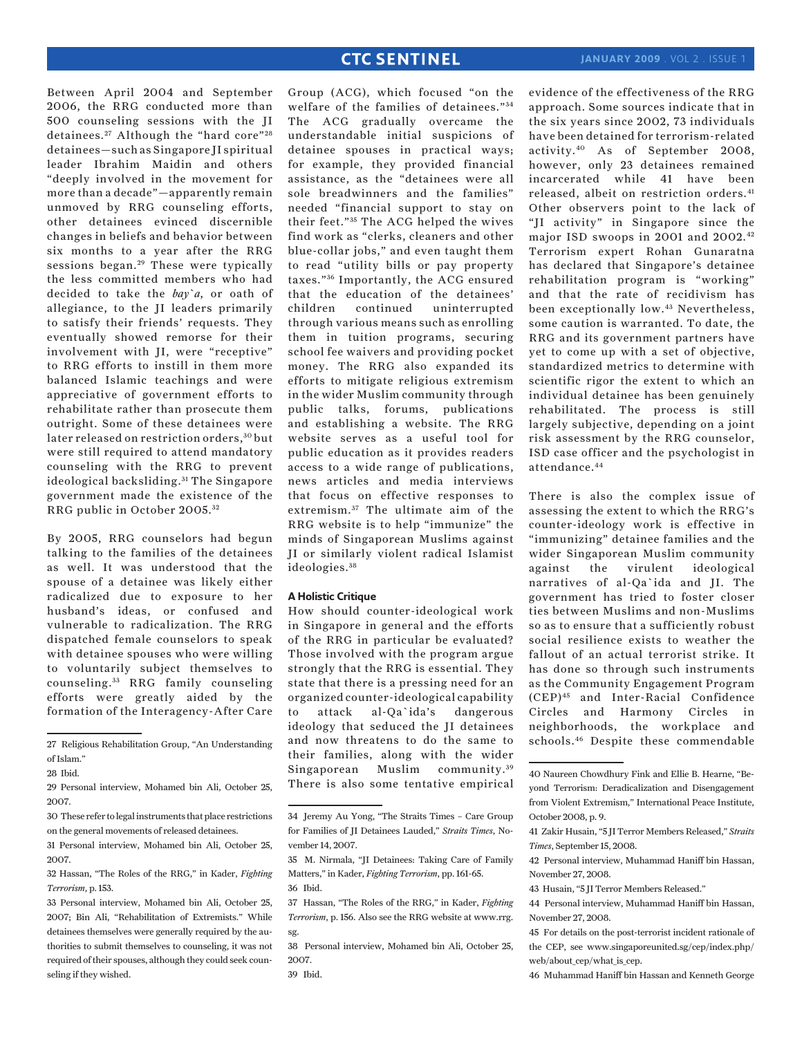Between April 2004 and September 2006, the RRG conducted more than 500 counseling sessions with the JI detainees.[27] Although the "hard core"[28] detainees—such as Singapore JI spiritual leader Ibrahim Maidin and others "deeply involved in the movement for more than a decade"—apparently remain unmoved by RRG counseling efforts, other detainees evinced discernible changes in beliefs and behavior between six months to a year after the RRG sessions began.[29] These were typically the less committed members who had decided to take the *bay`a*, or oath of allegiance, to the JI leaders primarily to satisfy their friends' requests. They eventually showed remorse for their involvement with JI, were "receptive" to RRG efforts to instill in them more balanced Islamic teachings and were appreciative of government efforts to rehabilitate rather than prosecute them outright. Some of these detainees were later released on restriction orders,[30] but were still required to attend mandatory counseling with the RRG to prevent ideological backsliding.[31] The Singapore government made the existence of the RRG public in October 2005.[32]

By 2005, RRG counselors had begun talking to the families of the detainees as well. It was understood that the spouse of a detainee was likely either radicalized due to exposure to her husband's ideas, or confused and vulnerable to radicalization. The RRG dispatched female counselors to speak with detainee spouses who were willing to voluntarily subject themselves to counseling.[33] RRG family counseling efforts were greatly aided by the formation of the Interagency-After Care Group (ACG), which focused "on the welfare of the families of detainees."[34] The ACG gradually overcame the understandable initial suspicions of detainee spouses in practical ways; for example, they provided financial assistance, as the "detainees were all sole breadwinners and the families" needed "financial support to stay on their feet."[35] The ACG helped the wives find work as "clerks, cleaners and other blue-collar jobs," and even taught them to read "utility bills or pay property taxes."[36] Importantly, the ACG ensured that the education of the detainees' children continued uninterrupted through various means such as enrolling them in tuition programs, securing school fee waivers and providing pocket money. The RRG also expanded its efforts to mitigate religious extremism in the wider Muslim community through public talks, forums, publications and establishing a website. The RRG website serves as a useful tool for public education as it provides readers access to a wide range of publications, news articles and media interviews that focus on effective responses to extremism.[37] The ultimate aim of the RRG website is to help "immunize" the minds of Singaporean Muslims against JI or similarly violent radical Islamist ideologies.[38]

#### A Holistic Critique

How should counter-ideological work in Singapore in general and the efforts of the RRG in particular be evaluated? Those involved with the program argue strongly that the RRG is essential. They state that there is a pressing need for an organized counter-ideological capability to attack al-Qa`ida's dangerous ideology that seduced the JI detainees and now threatens to do the same to their families, along with the wider Singaporean Muslim community.[39] There is also some tentative empirical evidence of the effectiveness of the RRG approach. Some sources indicate that in the six years since 2002, 73 individuals have been detained for terrorism-related activity.[40] As of September 2008, however, only 23 detainees remained incarcerated while 41 have been released, albeit on restriction orders.[41] Other observers point to the lack of "JI activity" in Singapore since the major ISD swoops in 2001 and 2002.[42] Terrorism expert Rohan Gunaratna has declared that Singapore's detainee rehabilitation program is "working" and that the rate of recidivism has been exceptionally low.[43] Nevertheless, some caution is warranted. To date, the RRG and its government partners have yet to come up with a set of objective, standardized metrics to determine with scientific rigor the extent to which an individual detainee has been genuinely rehabilitated. The process is still largely subjective, depending on a joint risk assessment by the RRG counselor, ISD case officer and the psychologist in attendance.[44]

There is also the complex issue of assessing the extent to which the RRG's counter-ideology work is effective in "immunizing" detainee families and the wider Singaporean Muslim community against the virulent ideological narratives of al-Qa`ida and JI. The government has tried to foster closer ties between Muslims and non-Muslims so as to ensure that a sufficiently robust social resilience exists to weather the fallout of an actual terrorist strike. It has done so through such instruments as the Community Engagement Program (CEP)[45] and Inter-Racial Confidence Circles and Harmony Circles in neighborhoods, the workplace and schools.[46] Despite these commendable

---

27 Religious Rehabilitation Group, "An Understanding of Islam."

28 Ibid.

29 Personal interview, Mohamed bin Ali, October 25, 2007.

30 These refer to legal instruments that place restrictions on the general movements of released detainees.

31 Personal interview, Mohamed bin Ali, October 25, 2007.

32 Hassan, "The Roles of the RRG," in Kader, *Fighting Terrorism*, p. 153.

33 Personal interview, Mohamed bin Ali, October 25, 2007; Bin Ali, "Rehabilitation of Extremists." While detainees themselves were generally required by the authorities to submit themselves to counseling, it was not required of their spouses, although they could seek counseling if they wished.

34 Jeremy Au Yong, "The Straits Times – Care Group for Families of JI Detainees Lauded," *Straits Times*, November 14, 2007.

35 M. Nirmala, "JI Detainees: Taking Care of Family Matters," in Kader, *Fighting Terrorism*, pp. 161-65.

36 Ibid.

37 Hassan, "The Roles of the RRG," in Kader, *Fighting Terrorism*, p. 156. Also see the RRG website at www.rrg.sg.

38 Personal interview, Mohamed bin Ali, October 25, 2007.

39 Ibid.

40 Naureen Chowdhury Fink and Ellie B. Hearne, "Beyond Terrorism: Deradicalization and Disengagement from Violent Extremism," International Peace Institute, October 2008, p. 9.

41 Zakir Husain, "5 JI Terror Members Released," *Straits Times*, September 15, 2008.

42 Personal interview, Muhammad Haniff bin Hassan, November 27, 2008.

43 Husain, "5 JI Terror Members Released."

44 Personal interview, Muhammad Haniff bin Hassan, November 27, 2008.

45 For details on the post-terrorist incident rationale of the CEP, see www.singaporeunited.sg/cep/index.php/web/about_cep/what_is_cep.

46 Muhammad Haniff bin Hassan and Kenneth George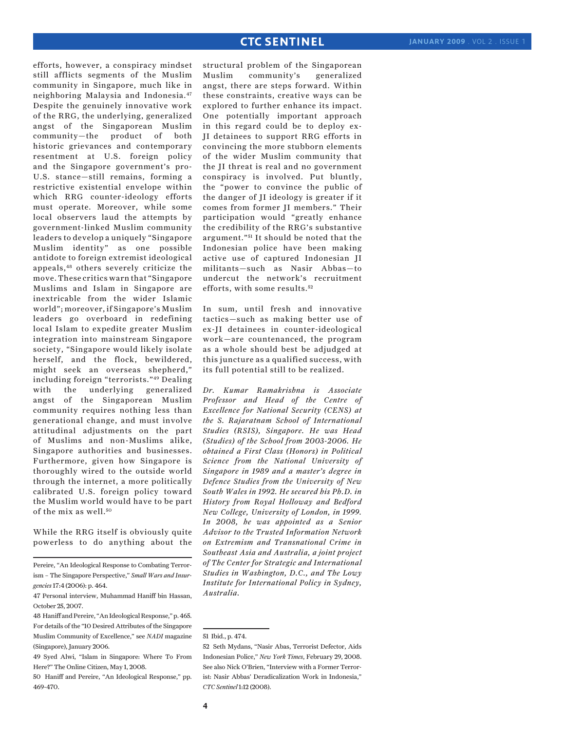efforts, however, a conspiracy mindset still afflicts segments of the Muslim community in Singapore, much like in neighboring Malaysia and Indonesia.[47] Despite the genuinely innovative work of the RRG, the underlying, generalized angst of the Singaporean Muslim community—the product of both historic grievances and contemporary resentment at U.S. foreign policy and the Singapore government's pro-U.S. stance—still remains, forming a restrictive existential envelope within which RRG counter-ideology efforts must operate. Moreover, while some local observers laud the attempts by government-linked Muslim community leaders to develop a uniquely "Singapore Muslim identity" as one possible antidote to foreign extremist ideological appeals,[48] others severely criticize the move. These critics warn that "Singapore Muslims and Islam in Singapore are inextricable from the wider Islamic world"; moreover, if Singapore's Muslim leaders go overboard in redefining local Islam to expedite greater Muslim integration into mainstream Singapore society, "Singapore would likely isolate herself, and the flock, bewildered, might seek an overseas shepherd," including foreign "terrorists."[49] Dealing with the underlying generalized angst of the Singaporean Muslim community requires nothing less than generational change, and must involve attitudinal adjustments on the part of Muslims and non-Muslims alike, Singapore authorities and businesses. Furthermore, given how Singapore is thoroughly wired to the outside world through the internet, a more politically calibrated U.S. foreign policy toward the Muslim world would have to be part of the mix as well.[50]

While the RRG itself is obviously quite powerless to do anything about the structural problem of the Singaporean Muslim community's generalized angst, there are steps forward. Within these constraints, creative ways can be explored to further enhance its impact. One potentially important approach in this regard could be to deploy ex-JI detainees to support RRG efforts in convincing the more stubborn elements of the wider Muslim community that the JI threat is real and no government conspiracy is involved. Put bluntly, the "power to convince the public of the danger of JI ideology is greater if it comes from former JI members." Their participation would "greatly enhance the credibility of the RRG's substantive argument."[51] It should be noted that the Indonesian police have been making active use of captured Indonesian JI militants—such as Nasir Abbas—to undercut the network's recruitment efforts, with some results.[52]

In sum, until fresh and innovative tactics—such as making better use of ex-JI detainees in counter-ideological work—are countenanced, the program as a whole should best be adjudged at this juncture as a qualified success, with its full potential still to be realized.

*Dr. Kumar Ramakrishna is Associate Professor and Head of the Centre of Excellence for National Security (CENS) at the S. Rajaratnam School of International Studies (RSIS), Singapore. He was Head (Studies) of the School from 2003-2006. He obtained a First Class (Honors) in Political Science from the National University of Singapore in 1989 and a master's degree in Defence Studies from the University of New South Wales in 1992. He secured his Ph.D. in History from Royal Holloway and Bedford New College, University of London, in 1999. In 2008, he was appointed as a Senior Advisor to the Trusted Information Network on Extremism and Transnational Crime in Southeast Asia and Australia, a joint project of The Center for Strategic and International Studies in Washington, D.C., and The Lowy Institute for International Policy in Sydney, Australia.*

---

Pereire, "An Ideological Response to Combating Terrorism – The Singapore Perspective," *Small Wars and Insurgencies* 17:4 (2006): p. 464.

47 Personal interview, Muhammad Haniff bin Hassan, October 25, 2007.

48 Haniff and Pereire, "An Ideological Response," p. 465. For details of the "10 Desired Attributes of the Singapore Muslim Community of Excellence," see *NADI* magazine (Singapore), January 2006.

49 Syed Alwi, "Islam in Singapore: Where To From Here?" The Online Citizen, May 1, 2008.

50 Haniff and Pereire, "An Ideological Response," pp. 469-470.

51 Ibid., p. 474.

52 Seth Mydans, "Nasir Abas, Terrorist Defector, Aids Indonesian Police," *New York Times*, February 29, 2008. See also Nick O'Brien, "Interview with a Former Terrorist: Nasir Abbas' Deradicalization Work in Indonesia," *CTC Sentinel* 1:12 (2008).